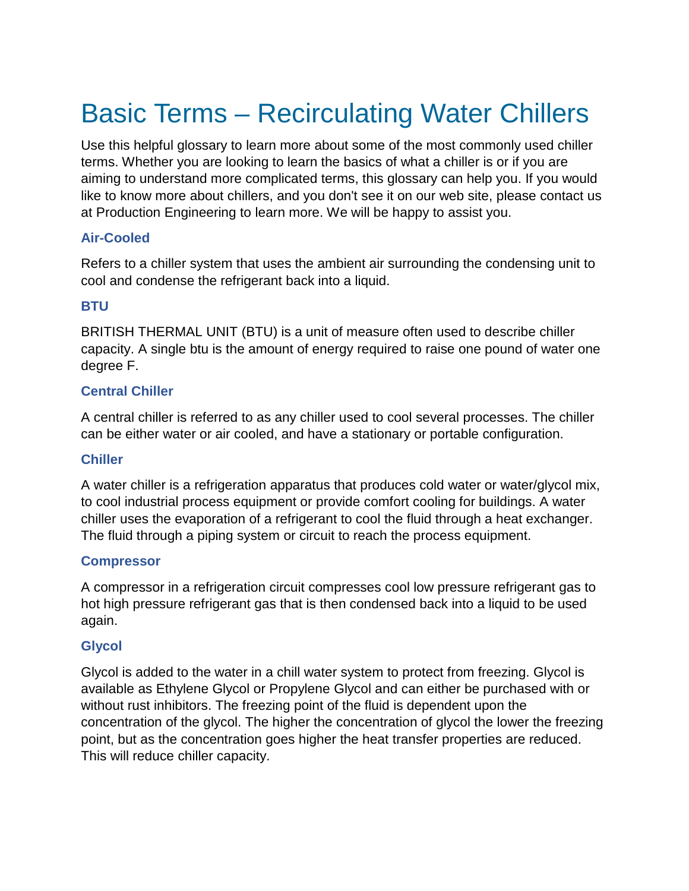# Basic Terms – Recirculating Water Chillers

Use this helpful glossary to learn more about some of the most commonly used chiller terms. Whether you are looking to learn the basics of what a chiller is or if you are aiming to understand more complicated terms, this glossary can help you. If you would like to know more about chillers, and you don't see it on our web site, please contact us at Production Engineering to learn more. We will be happy to assist you.

### Air-Cooled

Refers to a chiller system that uses the ambient air surrounding the condensing unit to cool and condense the refrigerant back into a liquid.

### BTU

BRITISH THERMAL UNIT (BTU) is a unit of measure often used to describe chiller capacity. A single btu is the amount of energy required to raise one pound of water one degree F.

### Central Chiller

A central chiller is referred to as any chiller used to cool several processes. The chiller can be either water or air cooled, and have a stationary or portable configuration.

### Chiller

A water chiller is a refrigeration apparatus that produces cold water or water/glycol mix, to cool industrial process equipment or provide comfort cooling for buildings. A water chiller uses the evaporation of a refrigerant to cool the fluid through a heat exchanger. The fluid through a piping system or circuit to reach the process equipment.

### Compressor

A compressor in a refrigeration circuit compresses cool low pressure refrigerant gas to hot high pressure refrigerant gas that is then condensed back into a liquid to be used again.

### Glycol

Glycol is added to the water in a chill water system to protect from freezing. Glycol is available as Ethylene Glycol or Propylene Glycol and can either be purchased with or without rust inhibitors. The freezing point of the fluid is dependent upon the concentration of the glycol. The higher the concentration of glycol the lower the freezing point, but as the concentration goes higher the heat transfer properties are reduced. This will reduce chiller capacity.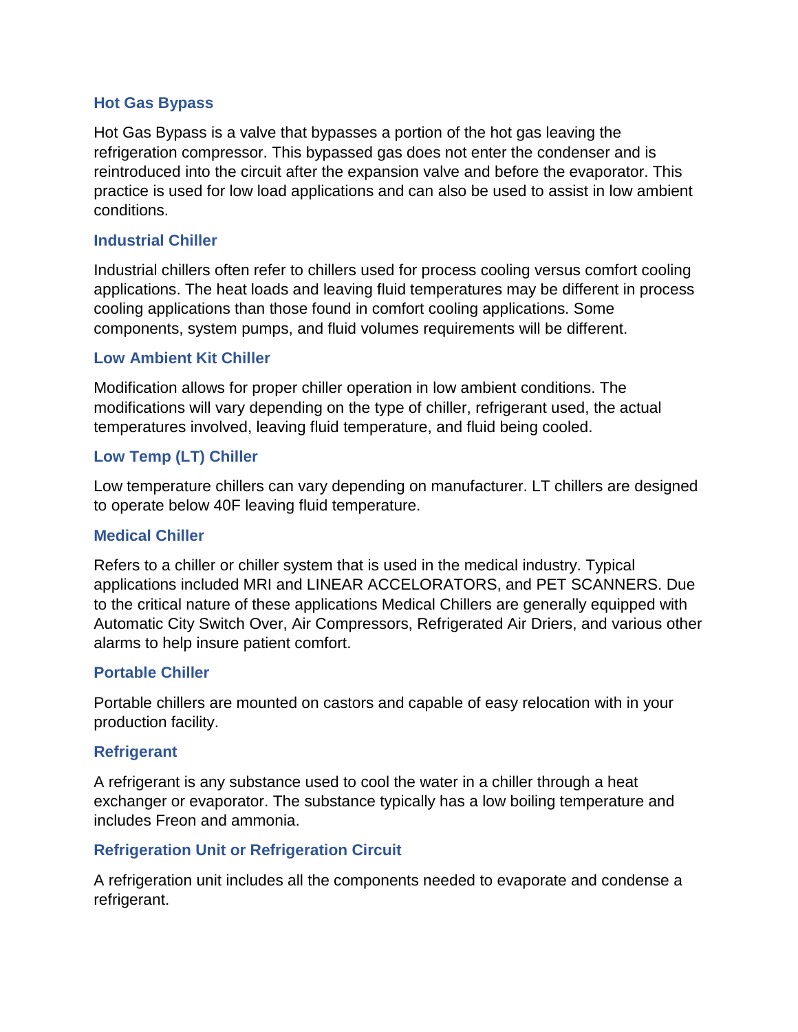### Hot Gas Bypass

Hot Gas Bypass is a valve that bypasses a portion of the hot gas leaving the refrigeration compressor. This bypassed gas does not enter the condenser and is reintroduced into the circuit after the expansion valve and before the evaporator. This practice is used for low load applications and can also be used to assist in low ambient conditions.

### Industrial Chiller

Industrial chillers often refer to chillers used for process cooling versus comfort cooling applications. The heat loads and leaving fluid temperatures may be different in process cooling applications than those found in comfort cooling applications. Some components, system pumps, and fluid volumes requirements will be different.

### Low Ambient Kit Chiller

Modification allows for proper chiller operation in low ambient conditions. The modifications will vary depending on the type of chiller, refrigerant used, the actual temperatures involved, leaving fluid temperature, and fluid being cooled.

### Low Temp (LT) Chiller

Low temperature chillers can vary depending on manufacturer. LT chillers are designed to operate below 40F leaving fluid temperature.

### Medical Chiller

Refers to a chiller or chiller system that is used in the medical industry. Typical applications included MRI and LINEAR ACCELORATORS, and PET SCANNERS. Due to the critical nature of these applications Medical Chillers are generally equipped with Automatic City Switch Over, Air Compressors, Refrigerated Air Driers, and various other alarms to help insure patient comfort.

### Portable Chiller

Portable chillers are mounted on castors and capable of easy relocation with in your production facility.

### Refrigerant

A refrigerant is any substance used to cool the water in a chiller through a heat exchanger or evaporator. The substance typically has a low boiling temperature and includes Freon and ammonia.

### Refrigeration Unit or Refrigeration Circuit

A refrigeration unit includes all the components needed to evaporate and condense a refrigerant.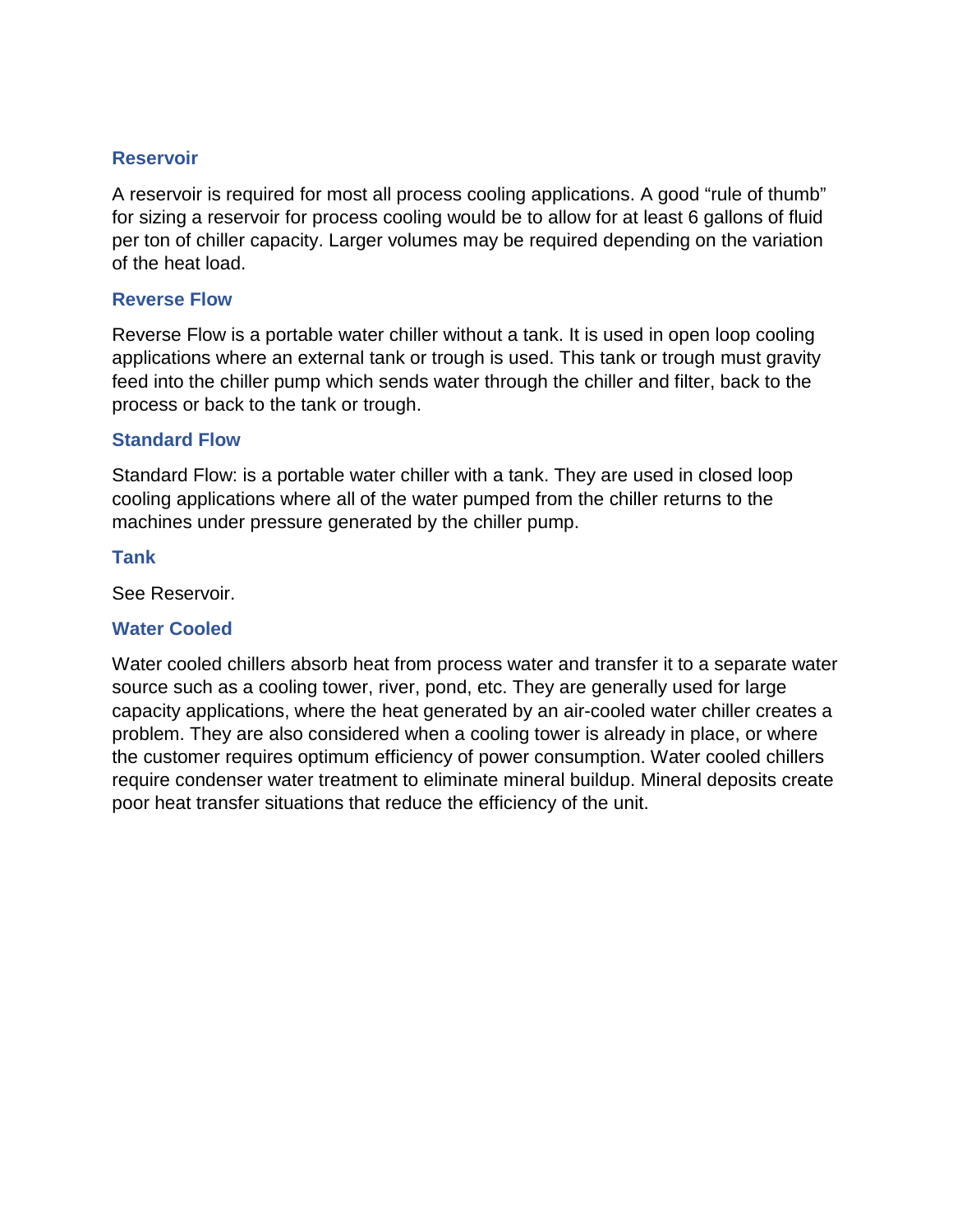### Reservoir

A reservoir is required for most all process cooling applications. A good "rule of thumb" for sizing a reservoir for process cooling would be to allow for at least 6 gallons of fluid per ton of chiller capacity. Larger volumes may be required depending on the variation of the heat load.

### Reverse Flow

Reverse Flow is a portable water chiller without a tank. It is used in open loop cooling applications where an external tank or trough is used. This tank or trough must gravity feed into the chiller pump which sends water through the chiller and filter, back to the process or back to the tank or trough.

### Standard Flow

Standard Flow: is a portable water chiller with a tank. They are used in closed loop cooling applications where all of the water pumped from the chiller returns to the machines under pressure generated by the chiller pump.

### Tank

See Reservoir.

### Water Cooled

Water cooled chillers absorb heat from process water and transfer it to a separate water source such as a cooling tower, river, pond, etc. They are generally used for large capacity applications, where the heat generated by an air-cooled water chiller creates a problem. They are also considered when a cooling tower is already in place, or where the customer requires optimum efficiency of power consumption. Water cooled chillers require condenser water treatment to eliminate mineral buildup. Mineral deposits create poor heat transfer situations that reduce the efficiency of the unit.